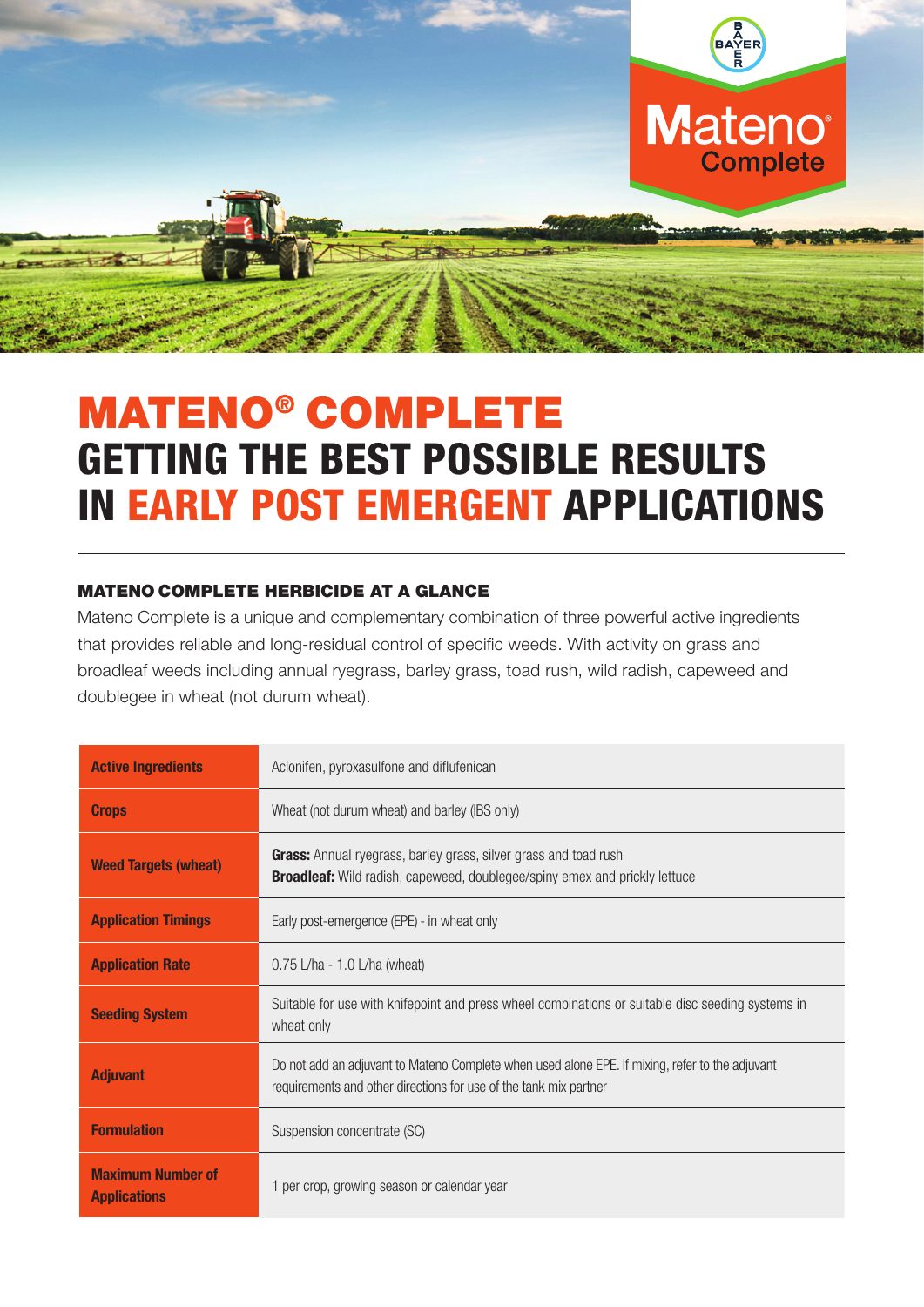Mateno® Complete

# MATENO® COMPLETE GETTING THE BEST POSSIBLE RESULTS IN EARLY POST EMERGENT APPLICATIONS

### MATENO COMPLETE HERBICIDE AT A GLANCE

Mateno Complete is a unique and complementary combination of three powerful active ingredients that provides reliable and long-residual control of specific weeds. With activity on grass and broadleaf weeds including annual ryegrass, barley grass, toad rush, wild radish, capeweed and doublegee in wheat (not durum wheat).

| | |
|---|---|
| **Active Ingredients** | Aclonifen, pyroxasulfone and diflufenican |
| **Crops** | Wheat (not durum wheat) and barley (IBS only) |
| **Weed Targets (wheat)** | **Grass:** Annual ryegrass, barley grass, silver grass and toad rush<br>**Broadleaf:** Wild radish, capeweed, doublegee/spiny emex and prickly lettuce |
| **Application Timings** | Early post-emergence (EPE) - in wheat only |
| **Application Rate** | 0.75 L/ha - 1.0 L/ha (wheat) |
| **Seeding System** | Suitable for use with knifepoint and press wheel combinations or suitable disc seeding systems in wheat only |
| **Adjuvant** | Do not add an adjuvant to Mateno Complete when used alone EPE. If mixing, refer to the adjuvant requirements and other directions for use of the tank mix partner |
| **Formulation** | Suspension concentrate (SC) |
| **Maximum Number of Applications** | 1 per crop, growing season or calendar year |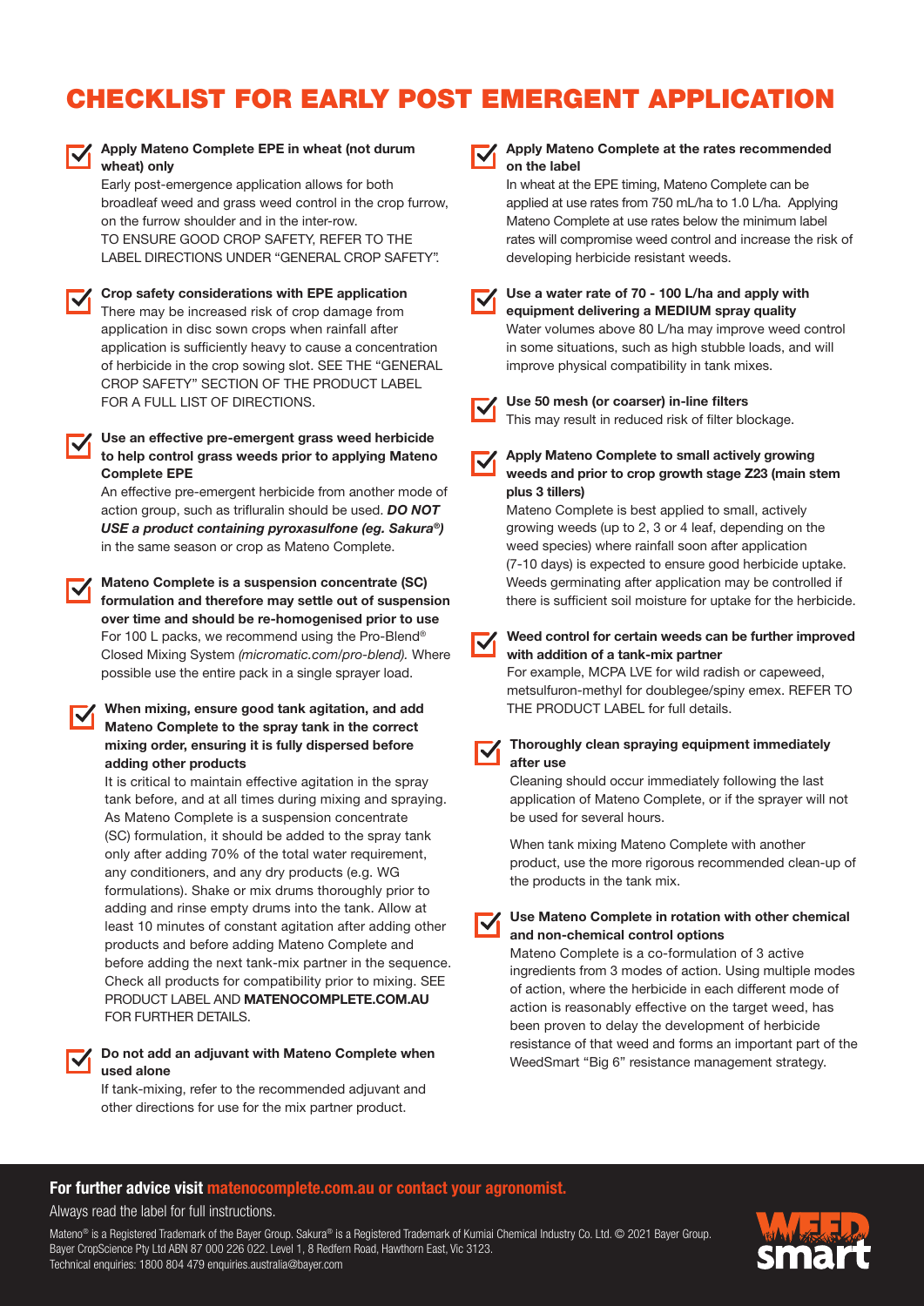# CHECKLIST FOR EARLY POST EMERGENT APPLICATION

**Apply Mateno Complete EPE in wheat (not durum wheat) only**

Early post-emergence application allows for both broadleaf weed and grass weed control in the crop furrow, on the furrow shoulder and in the inter-row. TO ENSURE GOOD CROP SAFETY, REFER TO THE LABEL DIRECTIONS UNDER "GENERAL CROP SAFETY".

**Crop safety considerations with EPE application**

There may be increased risk of crop damage from application in disc sown crops when rainfall after application is sufficiently heavy to cause a concentration of herbicide in the crop sowing slot. SEE THE "GENERAL CROP SAFETY" SECTION OF THE PRODUCT LABEL FOR A FULL LIST OF DIRECTIONS.

**Use an effective pre-emergent grass weed herbicide to help control grass weeds prior to applying Mateno Complete EPE**

An effective pre-emergent herbicide from another mode of action group, such as trifluralin should be used. ***DO NOT USE a product containing pyroxasulfone (eg. Sakura®)*** in the same season or crop as Mateno Complete.

**Mateno Complete is a suspension concentrate (SC) formulation and therefore may settle out of suspension over time and should be re-homogenised prior to use**

For 100 L packs, we recommend using the Pro-Blend® Closed Mixing System *(micromatic.com/pro-blend).* Where possible use the entire pack in a single sprayer load.

**When mixing, ensure good tank agitation, and add Mateno Complete to the spray tank in the correct mixing order, ensuring it is fully dispersed before adding other products**

It is critical to maintain effective agitation in the spray tank before, and at all times during mixing and spraying. As Mateno Complete is a suspension concentrate (SC) formulation, it should be added to the spray tank only after adding 70% of the total water requirement, any conditioners, and any dry products (e.g. WG formulations). Shake or mix drums thoroughly prior to adding and rinse empty drums into the tank. Allow at least 10 minutes of constant agitation after adding other products and before adding Mateno Complete and before adding the next tank-mix partner in the sequence. Check all products for compatibility prior to mixing. SEE PRODUCT LABEL AND **MATENOCOMPLETE.COM.AU** FOR FURTHER DETAILS.

**Do not add an adjuvant with Mateno Complete when used alone**

If tank-mixing, refer to the recommended adjuvant and other directions for use for the mix partner product.

**Apply Mateno Complete at the rates recommended on the label**

In wheat at the EPE timing, Mateno Complete can be applied at use rates from 750 mL/ha to 1.0 L/ha. Applying Mateno Complete at use rates below the minimum label rates will compromise weed control and increase the risk of developing herbicide resistant weeds.

**Use a water rate of 70 - 100 L/ha and apply with equipment delivering a MEDIUM spray quality**

Water volumes above 80 L/ha may improve weed control in some situations, such as high stubble loads, and will improve physical compatibility in tank mixes.

**Use 50 mesh (or coarser) in-line filters**

This may result in reduced risk of filter blockage.

**Apply Mateno Complete to small actively growing weeds and prior to crop growth stage Z23 (main stem plus 3 tillers)**

Mateno Complete is best applied to small, actively growing weeds (up to 2, 3 or 4 leaf, depending on the weed species) where rainfall soon after application (7-10 days) is expected to ensure good herbicide uptake. Weeds germinating after application may be controlled if there is sufficient soil moisture for uptake for the herbicide.

**Weed control for certain weeds can be further improved with addition of a tank-mix partner**

For example, MCPA LVE for wild radish or capeweed, metsulfuron-methyl for doublegee/spiny emex. REFER TO THE PRODUCT LABEL for full details.

**Thoroughly clean spraying equipment immediately after use**

Cleaning should occur immediately following the last application of Mateno Complete, or if the sprayer will not be used for several hours.

When tank mixing Mateno Complete with another product, use the more rigorous recommended clean-up of the products in the tank mix.

**Use Mateno Complete in rotation with other chemical and non-chemical control options**

Mateno Complete is a co-formulation of 3 active ingredients from 3 modes of action. Using multiple modes of action, where the herbicide in each different mode of action is reasonably effective on the target weed, has been proven to delay the development of herbicide resistance of that weed and forms an important part of the WeedSmart "Big 6" resistance management strategy.

**For further advice visit matenocomplete.com.au or contact your agronomist.**

Always read the label for full instructions.

Mateno® is a Registered Trademark of the Bayer Group. Sakura® is a Registered Trademark of Kumiai Chemical Industry Co. Ltd. © 2021 Bayer Group. Bayer CropScience Pty Ltd ABN 87 000 226 022. Level 1, 8 Redfern Road, Hawthorn East, Vic 3123. Technical enquiries: 1800 804 479 enquiries.australia@bayer.com

WEED smart